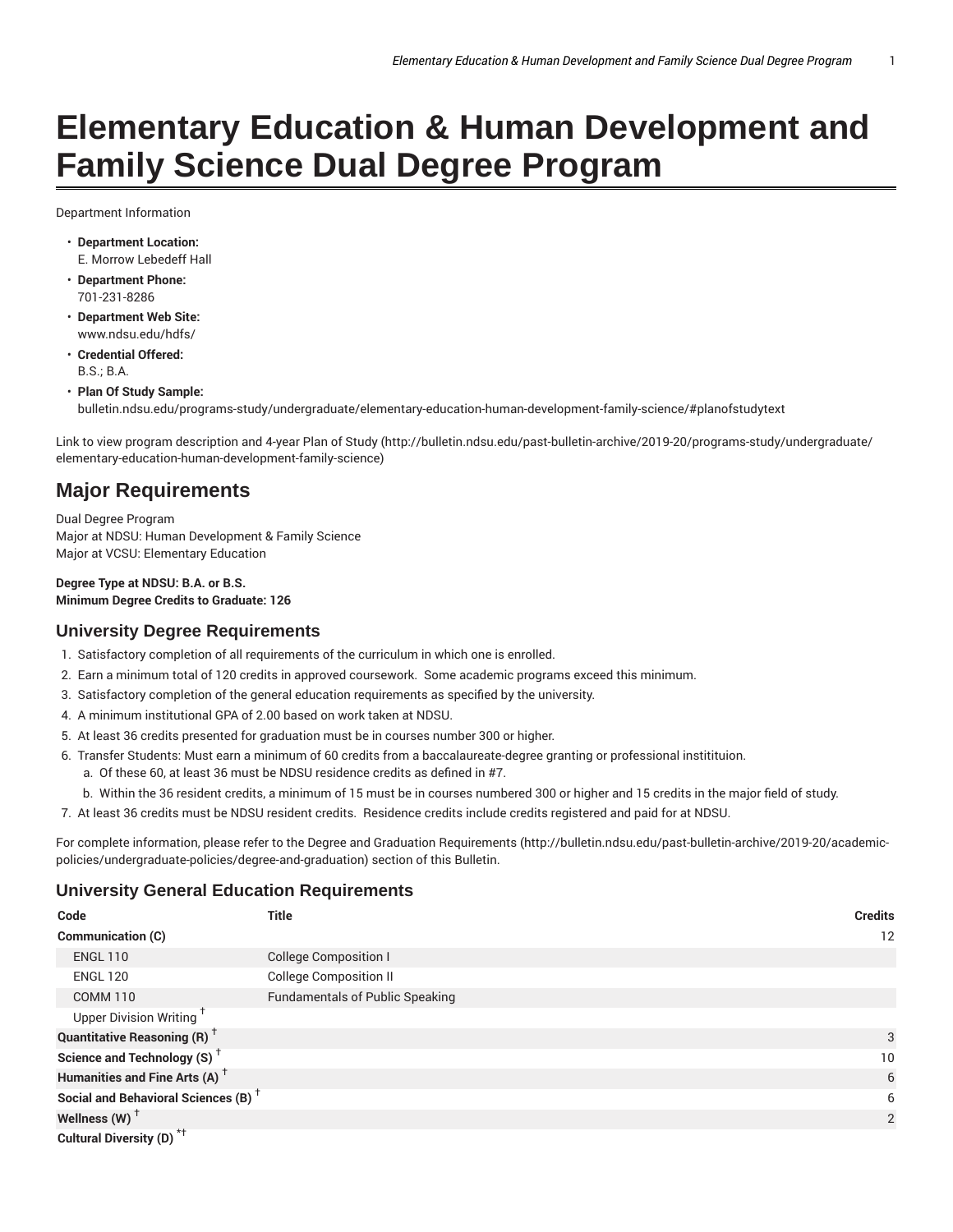# Elementary Education & Human Development and Family Science Dual Degree Program

Department Information

- **Department Location:**
  E. Morrow Lebedeff Hall
- **Department Phone:**
  701-231-8286
- **Department Web Site:**
  www.ndsu.edu/hdfs/
- **Credential Offered:**
  B.S.; B.A.
- **Plan Of Study Sample:**
  bulletin.ndsu.edu/programs-study/undergraduate/elementary-education-human-development-family-science/#planofstudytext

Link to view program description and 4-year Plan of Study (http://bulletin.ndsu.edu/past-bulletin-archive/2019-20/programs-study/undergraduate/elementary-education-human-development-family-science)

## Major Requirements

Dual Degree Program
Major at NDSU: Human Development & Family Science
Major at VCSU: Elementary Education

**Degree Type at NDSU: B.A. or B.S.**
**Minimum Degree Credits to Graduate: 126**

### University Degree Requirements

1. Satisfactory completion of all requirements of the curriculum in which one is enrolled.
2. Earn a minimum total of 120 credits in approved coursework. Some academic programs exceed this minimum.
3. Satisfactory completion of the general education requirements as specified by the university.
4. A minimum institutional GPA of 2.00 based on work taken at NDSU.
5. At least 36 credits presented for graduation must be in courses number 300 or higher.
6. Transfer Students: Must earn a minimum of 60 credits from a baccalaureate-degree granting or professional instititutuion.
   a. Of these 60, at least 36 must be NDSU residence credits as defined in #7.
   b. Within the 36 resident credits, a minimum of 15 must be in courses numbered 300 or higher and 15 credits in the major field of study.
7. At least 36 credits must be NDSU resident credits. Residence credits include credits registered and paid for at NDSU.

For complete information, please refer to the Degree and Graduation Requirements (http://bulletin.ndsu.edu/past-bulletin-archive/2019-20/academic-policies/undergraduate-policies/degree-and-graduation) section of this Bulletin.

### University General Education Requirements

| Code | Title | Credits |
|---|---|---|
| **Communication (C)** | | 12 |
| ENGL 110 | College Composition I | |
| ENGL 120 | College Composition II | |
| COMM 110 | Fundamentals of Public Speaking | |
| Upper Division Writing † | | |
| **Quantitative Reasoning (R) †** | | 3 |
| **Science and Technology (S) †** | | 10 |
| **Humanities and Fine Arts (A) †** | | 6 |
| **Social and Behavioral Sciences (B) †** | | 6 |
| **Wellness (W) †** | | 2 |
| **Cultural Diversity (D) *†** | | |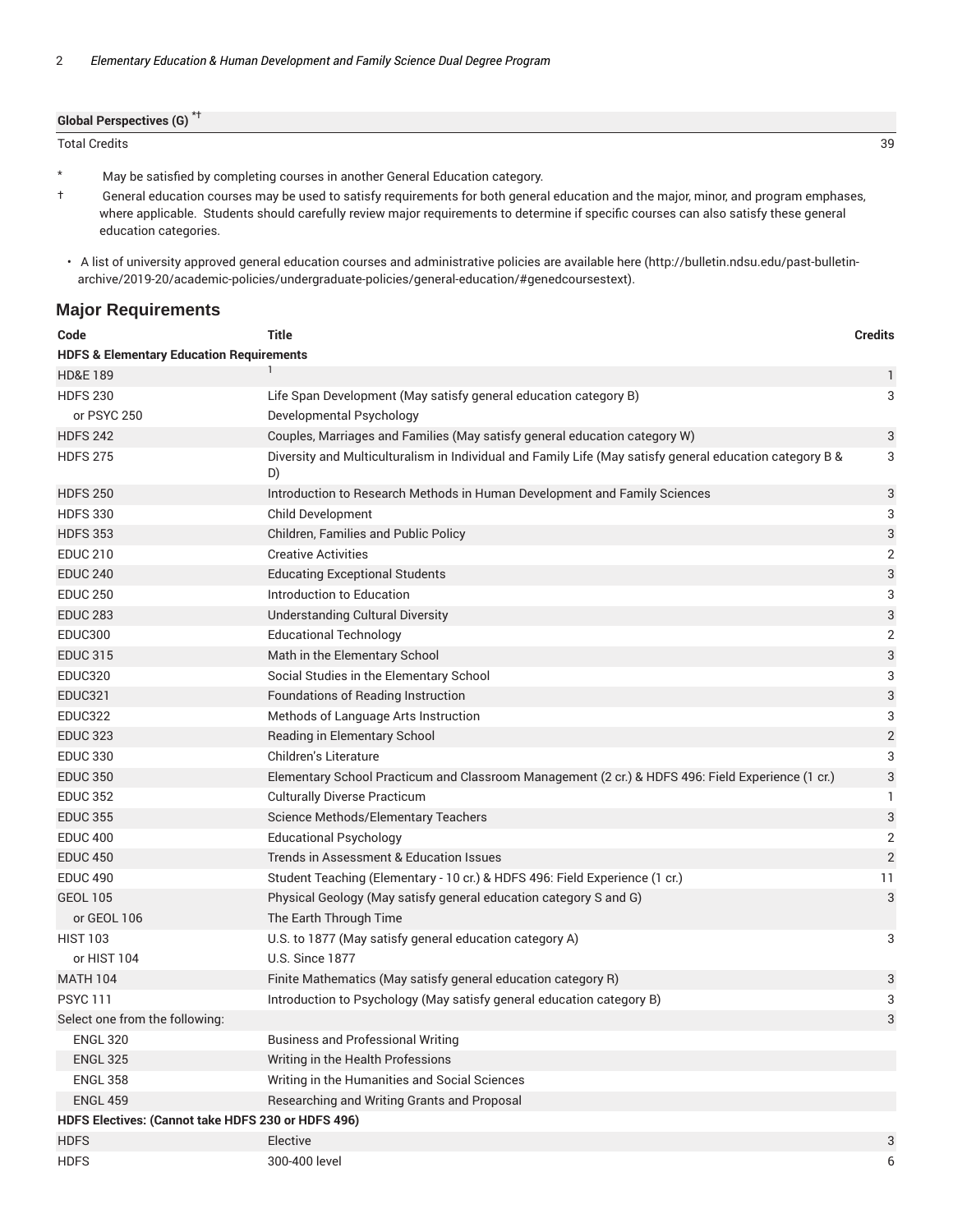| | | |
|---|---|---|
| **Global Perspectives (G)** *† | | |
| Total Credits | | 39 |

\* May be satisfied by completing courses in another General Education category.

† General education courses may be used to satisfy requirements for both general education and the major, minor, and program emphases, where applicable. Students should carefully review major requirements to determine if specific courses can also satisfy these general education categories.

- A list of university approved general education courses and administrative policies are available here (http://bulletin.ndsu.edu/past-bulletin-archive/2019-20/academic-policies/undergraduate-policies/general-education/#genedcoursestext).

## Major Requirements

| Code | Title | Credits |
|---|---|---|
| **HDFS & Elementary Education Requirements** | | |
| HD&E 189 | [1] | 1 |
| HDFS 230 | Life Span Development (May satisfy general education category B) | 3 |
| or PSYC 250 | Developmental Psychology | |
| HDFS 242 | Couples, Marriages and Families (May satisfy general education category W) | 3 |
| HDFS 275 | Diversity and Multiculturalism in Individual and Family Life (May satisfy general education category B & D) | 3 |
| HDFS 250 | Introduction to Research Methods in Human Development and Family Sciences | 3 |
| HDFS 330 | Child Development | 3 |
| HDFS 353 | Children, Families and Public Policy | 3 |
| EDUC 210 | Creative Activities | 2 |
| EDUC 240 | Educating Exceptional Students | 3 |
| EDUC 250 | Introduction to Education | 3 |
| EDUC 283 | Understanding Cultural Diversity | 3 |
| EDUC300 | Educational Technology | 2 |
| EDUC 315 | Math in the Elementary School | 3 |
| EDUC320 | Social Studies in the Elementary School | 3 |
| EDUC321 | Foundations of Reading Instruction | 3 |
| EDUC322 | Methods of Language Arts Instruction | 3 |
| EDUC 323 | Reading in Elementary School | 2 |
| EDUC 330 | Children's Literature | 3 |
| EDUC 350 | Elementary School Practicum and Classroom Management (2 cr.) & HDFS 496: Field Experience (1 cr.) | 3 |
| EDUC 352 | Culturally Diverse Practicum | 1 |
| EDUC 355 | Science Methods/Elementary Teachers | 3 |
| EDUC 400 | Educational Psychology | 2 |
| EDUC 450 | Trends in Assessment & Education Issues | 2 |
| EDUC 490 | Student Teaching (Elementary - 10 cr.) & HDFS 496: Field Experience (1 cr.) | 11 |
| GEOL 105 | Physical Geology (May satisfy general education category S and G) | 3 |
| or GEOL 106 | The Earth Through Time | |
| HIST 103 | U.S. to 1877 (May satisfy general education category A) | 3 |
| or HIST 104 | U.S. Since 1877 | |
| MATH 104 | Finite Mathematics (May satisfy general education category R) | 3 |
| PSYC 111 | Introduction to Psychology (May satisfy general education category B) | 3 |
| Select one from the following: | | 3 |
| ENGL 320 | Business and Professional Writing | |
| ENGL 325 | Writing in the Health Professions | |
| ENGL 358 | Writing in the Humanities and Social Sciences | |
| ENGL 459 | Researching and Writing Grants and Proposal | |
| **HDFS Electives: (Cannot take HDFS 230 or HDFS 496)** | | |
| HDFS | Elective | 3 |
| HDFS | 300-400 level | 6 |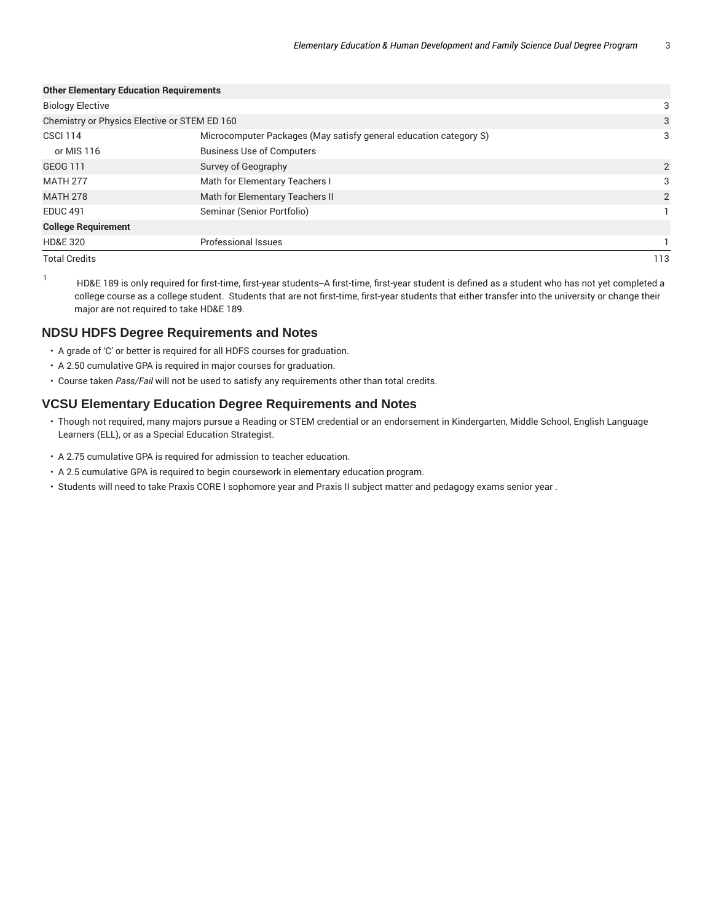| | | |
|---|---|---|
| **Other Elementary Education Requirements** | | |
| Biology Elective | | 3 |
| Chemistry or Physics Elective or STEM ED 160 | | 3 |
| CSCI 114 | Microcomputer Packages (May satisfy general education category S) | 3 |
| or MIS 116 | Business Use of Computers | |
| GEOG 111 | Survey of Geography | 2 |
| MATH 277 | Math for Elementary Teachers I | 3 |
| MATH 278 | Math for Elementary Teachers II | 2 |
| EDUC 491 | Seminar (Senior Portfolio) | 1 |
| **College Requirement** | | |
| HD&E 320 | Professional Issues | 1 |
| Total Credits | | 113 |

[1] HD&E 189 is only required for first-time, first-year students--A first-time, first-year student is defined as a student who has not yet completed a college course as a college student. Students that are not first-time, first-year students that either transfer into the university or change their major are not required to take HD&E 189.

## NDSU HDFS Degree Requirements and Notes

- A grade of 'C' or better is required for all HDFS courses for graduation.
- A 2.50 cumulative GPA is required in major courses for graduation.
- Course taken *Pass/Fail* will not be used to satisfy any requirements other than total credits.

## VCSU Elementary Education Degree Requirements and Notes

- Though not required, many majors pursue a Reading or STEM credential or an endorsement in Kindergarten, Middle School, English Language Learners (ELL), or as a Special Education Strategist.
- A 2.75 cumulative GPA is required for admission to teacher education.
- A 2.5 cumulative GPA is required to begin coursework in elementary education program.
- Students will need to take Praxis CORE I sophomore year and Praxis II subject matter and pedagogy exams senior year .